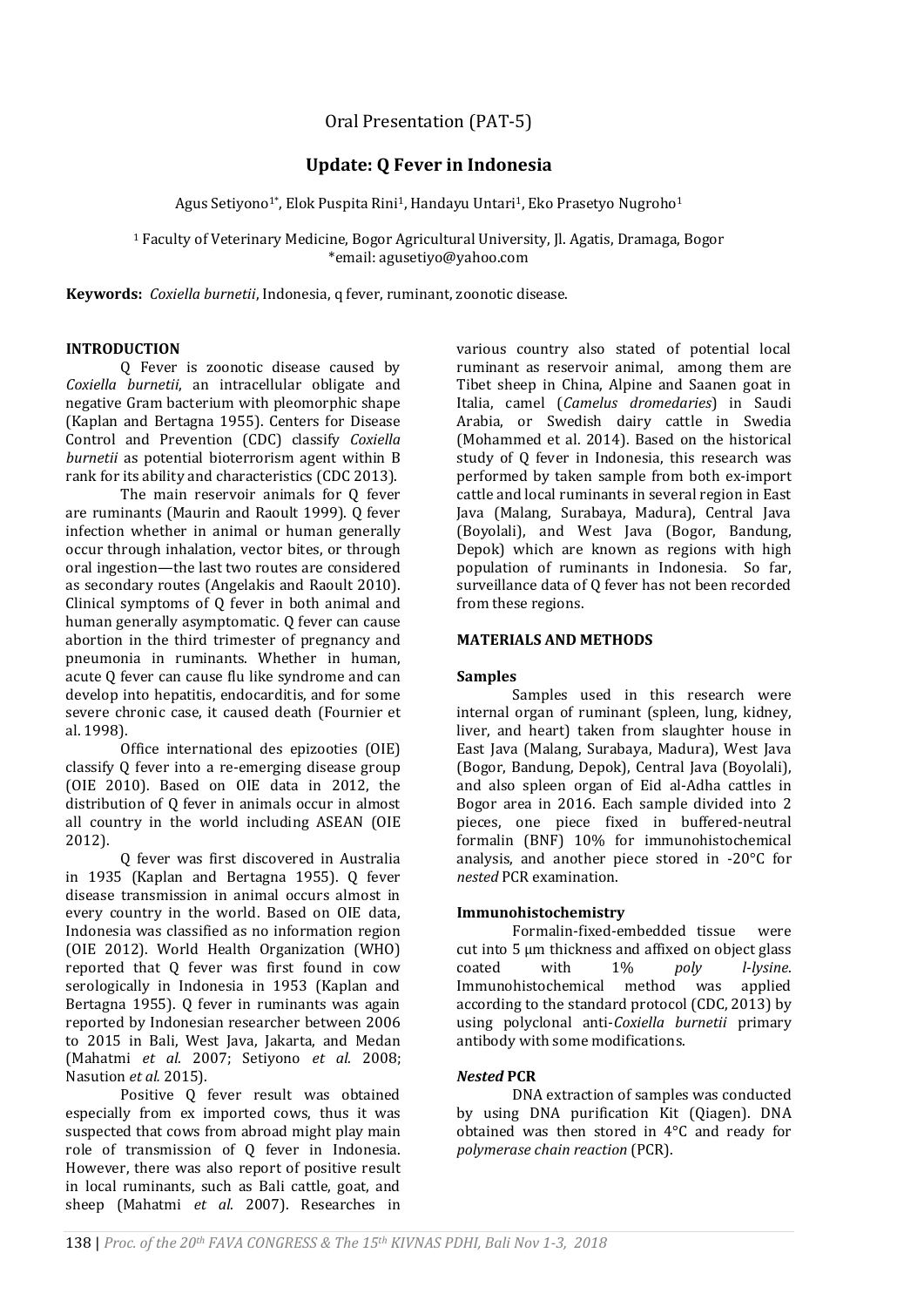Oral Presentation (PAT-5)

# Update: Q Fever in Indonesia

Agus Setiyono[1*], Elok Puspita Rini[1], Handayu Untari[1], Eko Prasetyo Nugroho[1]

[1] Faculty of Veterinary Medicine, Bogor Agricultural University, Jl. Agatis, Dramaga, Bogor
*email: agusetiyo@yahoo.com

**Keywords:** *Coxiella burnetii*, Indonesia, q fever, ruminant, zoonotic disease.

## INTRODUCTION

Q Fever is zoonotic disease caused by *Coxiella burnetii*, an intracellular obligate and negative Gram bacterium with pleomorphic shape (Kaplan and Bertagna 1955). Centers for Disease Control and Prevention (CDC) classify *Coxiella burnetii* as potential bioterrorism agent within B rank for its ability and characteristics (CDC 2013).

The main reservoir animals for Q fever are ruminants (Maurin and Raoult 1999). Q fever infection whether in animal or human generally occur through inhalation, vector bites, or through oral ingestion—the last two routes are considered as secondary routes (Angelakis and Raoult 2010). Clinical symptoms of Q fever in both animal and human generally asymptomatic. Q fever can cause abortion in the third trimester of pregnancy and pneumonia in ruminants. Whether in human, acute Q fever can cause flu like syndrome and can develop into hepatitis, endocarditis, and for some severe chronic case, it caused death (Fournier et al. 1998).

Office international des epizooties (OIE) classify Q fever into a re-emerging disease group (OIE 2010). Based on OIE data in 2012, the distribution of Q fever in animals occur in almost all country in the world including ASEAN (OIE 2012).

Q fever was first discovered in Australia in 1935 (Kaplan and Bertagna 1955). Q fever disease transmission in animal occurs almost in every country in the world. Based on OIE data, Indonesia was classified as no information region (OIE 2012). World Health Organization (WHO) reported that Q fever was first found in cow serologically in Indonesia in 1953 (Kaplan and Bertagna 1955). Q fever in ruminants was again reported by Indonesian researcher between 2006 to 2015 in Bali, West Java, Jakarta, and Medan (Mahatmi *et al.* 2007; Setiyono *et al.* 2008; Nasution *et al.* 2015).

Positive Q fever result was obtained especially from ex imported cows, thus it was suspected that cows from abroad might play main role of transmission of Q fever in Indonesia. However, there was also report of positive result in local ruminants, such as Bali cattle, goat, and sheep (Mahatmi *et al.* 2007). Researches in various country also stated of potential local ruminant as reservoir animal, among them are Tibet sheep in China, Alpine and Saanen goat in Italia, camel (*Camelus dromedaries*) in Saudi Arabia, or Swedish dairy cattle in Swedia (Mohammed et al. 2014). Based on the historical study of Q fever in Indonesia, this research was performed by taken sample from both ex-import cattle and local ruminants in several region in East Java (Malang, Surabaya, Madura), Central Java (Boyolali), and West Java (Bogor, Bandung, Depok) which are known as regions with high population of ruminants in Indonesia. So far, surveillance data of Q fever has not been recorded from these regions.

## MATERIALS AND METHODS

### Samples

Samples used in this research were internal organ of ruminant (spleen, lung, kidney, liver, and heart) taken from slaughter house in East Java (Malang, Surabaya, Madura), West Java (Bogor, Bandung, Depok), Central Java (Boyolali), and also spleen organ of Eid al-Adha cattles in Bogor area in 2016. Each sample divided into 2 pieces, one piece fixed in buffered-neutral formalin (BNF) 10% for immunohistochemical analysis, and another piece stored in -20°C for *nested* PCR examination.

### Immunohistochemistry

Formalin-fixed-embedded tissue were cut into 5 µm thickness and affixed on object glass coated with 1% *poly l-lysine*. Immunohistochemical method was applied according to the standard protocol (CDC, 2013) by using polyclonal anti-*Coxiella burnetii* primary antibody with some modifications.

### *Nested* PCR

DNA extraction of samples was conducted by using DNA purification Kit (Qiagen). DNA obtained was then stored in 4°C and ready for *polymerase chain reaction* (PCR).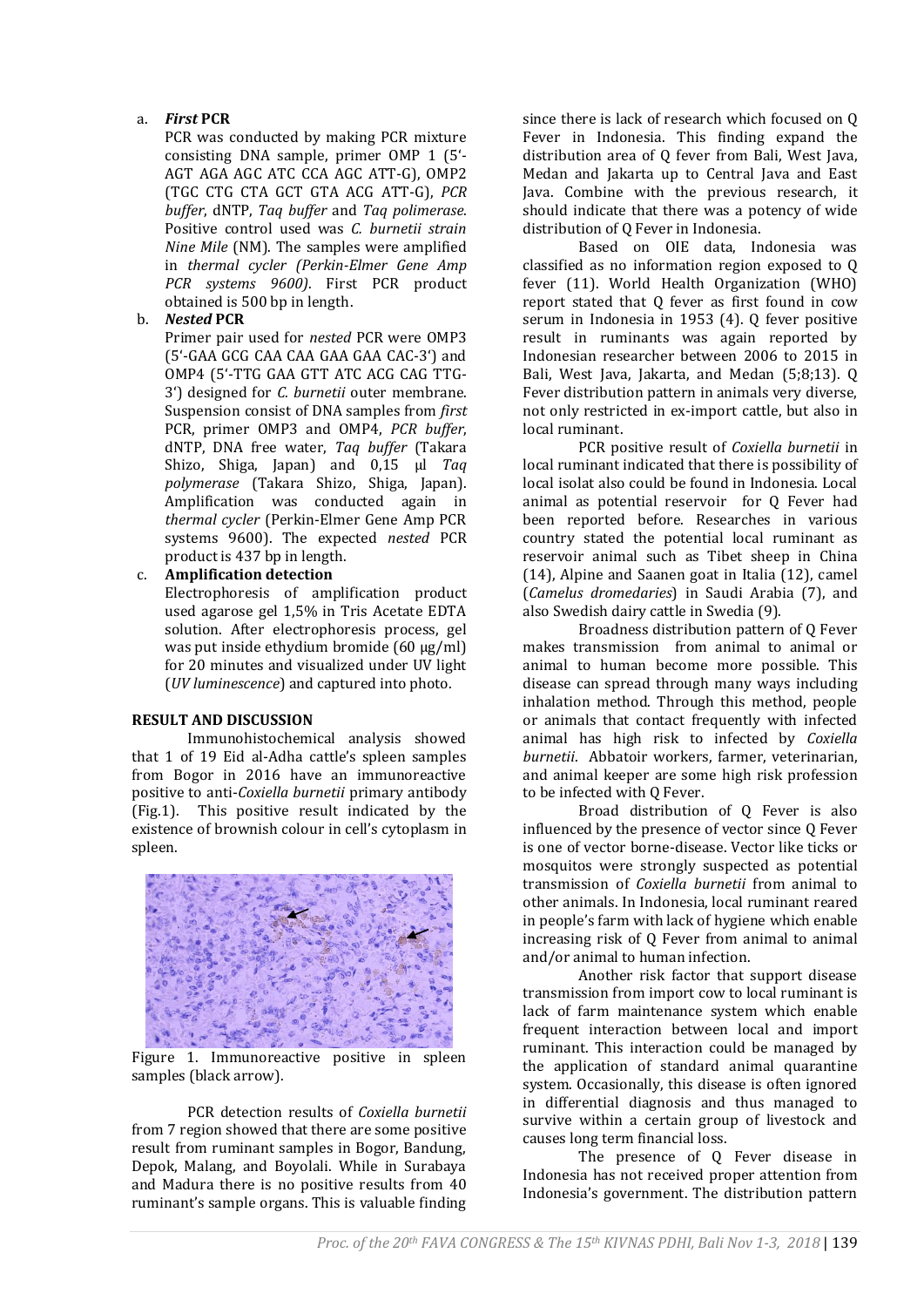a. ***First* PCR**

PCR was conducted by making PCR mixture consisting DNA sample, primer OMP 1 (5'-AGT AGA AGC ATC CCA AGC ATT-G), OMP2 (TGC CTG CTA GCT GTA ACG ATT-G), *PCR buffer*, dNTP, *Taq buffer* and *Taq polimerase*. Positive control used was *C. burnetii strain Nine Mile* (NM). The samples were amplified in *thermal cycler (Perkin-Elmer Gene Amp PCR systems 9600)*. First PCR product obtained is 500 bp in length.

b. ***Nested* PCR**

Primer pair used for *nested* PCR were OMP3 (5'-GAA GCG CAA CAA GAA GAA CAC-3') and OMP4 (5'-TTG GAA GTT ATC ACG CAG TTG-3') designed for *C. burnetii* outer membrane. Suspension consist of DNA samples from *first* PCR, primer OMP3 and OMP4, *PCR buffer*, dNTP, DNA free water, *Taq buffer* (Takara Shizo, Shiga, Japan) and 0,15 µl *Taq polymerase* (Takara Shizo, Shiga, Japan). Amplification was conducted again in *thermal cycler* (Perkin-Elmer Gene Amp PCR systems 9600). The expected *nested* PCR product is 437 bp in length.

c. **Amplification detection**

Electrophoresis of amplification product used agarose gel 1,5% in Tris Acetate EDTA solution. After electrophoresis process, gel was put inside ethydium bromide (60 µg/ml) for 20 minutes and visualized under UV light (*UV luminescence*) and captured into photo.

## RESULT AND DISCUSSION

Immunohistochemical analysis showed that 1 of 19 Eid al-Adha cattle's spleen samples from Bogor in 2016 have an immunoreactive positive to anti-*Coxiella burnetii* primary antibody (Fig.1). This positive result indicated by the existence of brownish colour in cell's cytoplasm in spleen.

Figure 1. Immunoreactive positive in spleen samples (black arrow).

PCR detection results of *Coxiella burnetii* from 7 region showed that there are some positive result from ruminant samples in Bogor, Bandung, Depok, Malang, and Boyolali. While in Surabaya and Madura there is no positive results from 40 ruminant's sample organs. This is valuable finding since there is lack of research which focused on Q Fever in Indonesia. This finding expand the distribution area of Q fever from Bali, West Java, Medan and Jakarta up to Central Java and East Java. Combine with the previous research, it should indicate that there was a potency of wide distribution of Q Fever in Indonesia.

Based on OIE data, Indonesia was classified as no information region exposed to Q fever (11). World Health Organization (WHO) report stated that Q fever as first found in cow serum in Indonesia in 1953 (4). Q fever positive result in ruminants was again reported by Indonesian researcher between 2006 to 2015 in Bali, West Java, Jakarta, and Medan (5;8;13). Q Fever distribution pattern in animals very diverse, not only restricted in ex-import cattle, but also in local ruminant.

PCR positive result of *Coxiella burnetii* in local ruminant indicated that there is possibility of local isolat also could be found in Indonesia. Local animal as potential reservoir for Q Fever had been reported before. Researches in various country stated the potential local ruminant as reservoir animal such as Tibet sheep in China (14), Alpine and Saanen goat in Italia (12), camel (*Camelus dromedaries*) in Saudi Arabia (7), and also Swedish dairy cattle in Swedia (9).

Broadness distribution pattern of Q Fever makes transmission from animal to animal or animal to human become more possible. This disease can spread through many ways including inhalation method. Through this method, people or animals that contact frequently with infected animal has high risk to infected by *Coxiella burnetii*. Abbatoir workers, farmer, veterinarian, and animal keeper are some high risk profession to be infected with Q Fever.

Broad distribution of Q Fever is also influenced by the presence of vector since Q Fever is one of vector borne-disease. Vector like ticks or mosquitos were strongly suspected as potential transmission of *Coxiella burnetii* from animal to other animals. In Indonesia, local ruminant reared in people's farm with lack of hygiene which enable increasing risk of Q Fever from animal to animal and/or animal to human infection.

Another risk factor that support disease transmission from import cow to local ruminant is lack of farm maintenance system which enable frequent interaction between local and import ruminant. This interaction could be managed by the application of standard animal quarantine system. Occasionally, this disease is often ignored in differential diagnosis and thus managed to survive within a certain group of livestock and causes long term financial loss.

The presence of Q Fever disease in Indonesia has not received proper attention from Indonesia's government. The distribution pattern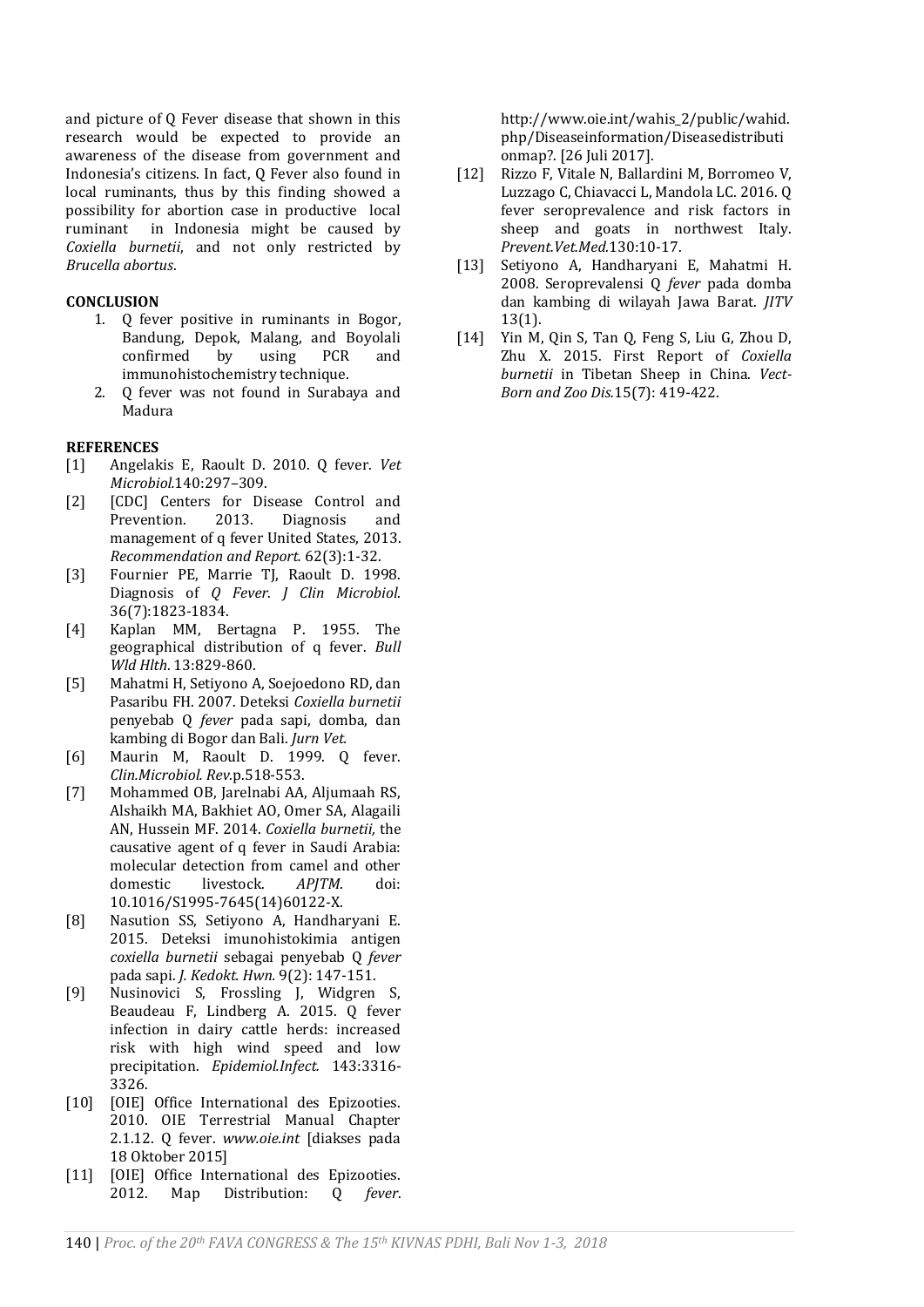and picture of Q Fever disease that shown in this research would be expected to provide an awareness of the disease from government and Indonesia's citizens. In fact, Q Fever also found in local ruminants, thus by this finding showed a possibility for abortion case in productive local ruminant in Indonesia might be caused by *Coxiella burnetii*, and not only restricted by *Brucella abortus*.

## CONCLUSION

1. Q fever positive in ruminants in Bogor, Bandung, Depok, Malang, and Boyolali confirmed by using PCR and immunohistochemistry technique.
2. Q fever was not found in Surabaya and Madura

## REFERENCES

[1] Angelakis E, Raoult D. 2010. Q fever. *Vet Microbiol.*140:297–309.

[2] [CDC] Centers for Disease Control and Prevention. 2013. Diagnosis and management of q fever United States, 2013. *Recommendation and Report.* 62(3):1-32.

[3] Fournier PE, Marrie TJ, Raoult D. 1998. Diagnosis of *Q Fever*. *J Clin Microbiol*. 36(7):1823-1834.

[4] Kaplan MM, Bertagna P. 1955. The geographical distribution of q fever. *Bull Wld Hlth*. 13:829-860.

[5] Mahatmi H, Setiyono A, Soejoedono RD, dan Pasaribu FH. 2007. Deteksi *Coxiella burnetii* penyebab Q *fever* pada sapi, domba, dan kambing di Bogor dan Bali. *Jurn Vet.*

[6] Maurin M, Raoult D. 1999. Q fever. *Clin.Microbiol. Rev.*p.518-553.

[7] Mohammed OB, Jarelnabi AA, Aljumaah RS, Alshaikh MA, Bakhiet AO, Omer SA, Alagaili AN, Hussein MF. 2014. *Coxiella burnetii,* the causative agent of q fever in Saudi Arabia: molecular detection from camel and other domestic livestock. *APJTM.* doi: 10.1016/S1995-7645(14)60122-X.

[8] Nasution SS, Setiyono A, Handharyani E. 2015. Deteksi imunohistokimia antigen *coxiella burnetii* sebagai penyebab Q *fever* pada sapi. *J. Kedokt. Hwn.* 9(2): 147-151.

[9] Nusinovici S, Frossling J, Widgren S, Beaudeau F, Lindberg A. 2015. Q fever infection in dairy cattle herds: increased risk with high wind speed and low precipitation. *Epidemiol.Infect.* 143:3316-3326.

[10] [OIE] Office International des Epizooties. 2010. OIE Terrestrial Manual Chapter 2.1.12. Q fever. *www.oie.int* [diakses pada 18 Oktober 2015]

[11] [OIE] Office International des Epizooties. 2012. Map Distribution: Q *fever*. http://www.oie.int/wahis_2/public/wahid.php/Diseaseinformation/Diseasedistributionmap?. [26 Juli 2017].

[12] Rizzo F, Vitale N, Ballardini M, Borromeo V, Luzzago C, Chiavacci L, Mandola LC. 2016. Q fever seroprevalence and risk factors in sheep and goats in northwest Italy. *Prevent.Vet.Med.*130:10-17.

[13] Setiyono A, Handharyani E, Mahatmi H. 2008. Seroprevalensi Q *fever* pada domba dan kambing di wilayah Jawa Barat. *JITV* 13(1).

[14] Yin M, Qin S, Tan Q, Feng S, Liu G, Zhou D, Zhu X. 2015. First Report of *Coxiella burnetii* in Tibetan Sheep in China. *Vect-Born and Zoo Dis.*15(7): 419-422.